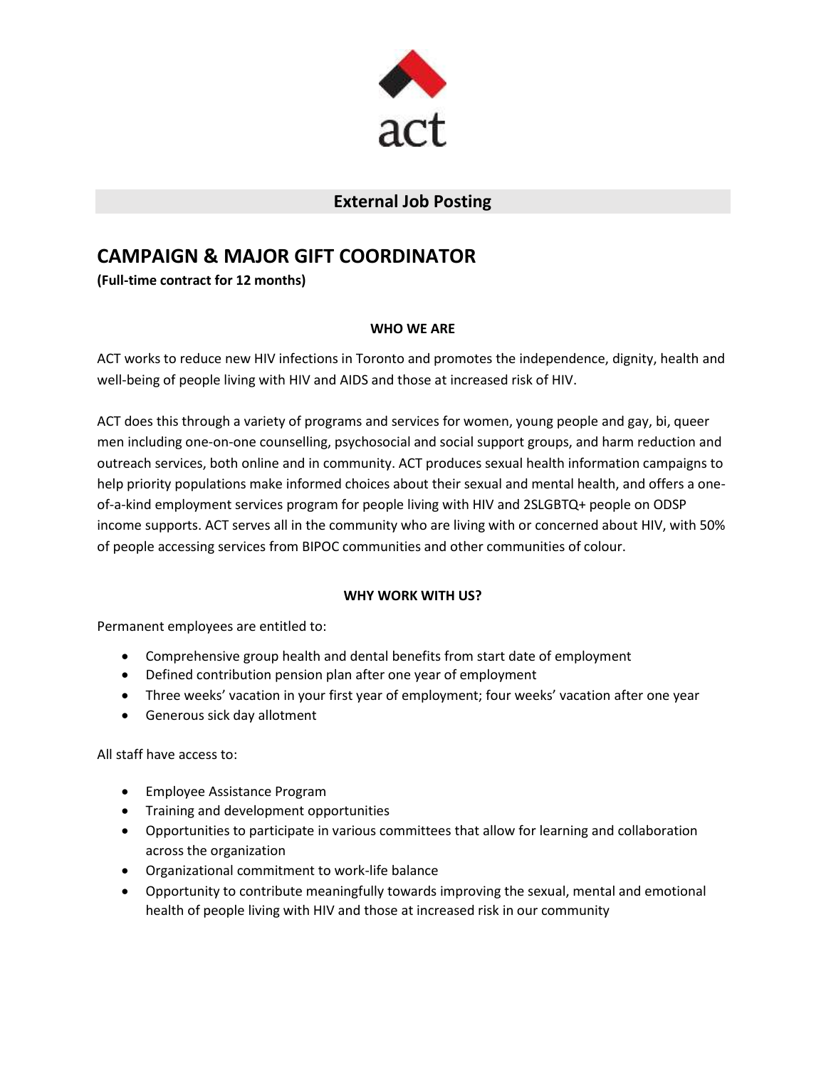act

## External Job Posting

# CAMPAIGN & MAJOR GIFT COORDINATOR

**(Full-time contract for 12 months)**

### WHO WE ARE

ACT works to reduce new HIV infections in Toronto and promotes the independence, dignity, health and well-being of people living with HIV and AIDS and those at increased risk of HIV.

ACT does this through a variety of programs and services for women, young people and gay, bi, queer men including one-on-one counselling, psychosocial and social support groups, and harm reduction and outreach services, both online and in community. ACT produces sexual health information campaigns to help priority populations make informed choices about their sexual and mental health, and offers a one-of-a-kind employment services program for people living with HIV and 2SLGBTQ+ people on ODSP income supports. ACT serves all in the community who are living with or concerned about HIV, with 50% of people accessing services from BIPOC communities and other communities of colour.

### WHY WORK WITH US?

Permanent employees are entitled to:

- Comprehensive group health and dental benefits from start date of employment
- Defined contribution pension plan after one year of employment
- Three weeks' vacation in your first year of employment; four weeks' vacation after one year
- Generous sick day allotment

All staff have access to:

- Employee Assistance Program
- Training and development opportunities
- Opportunities to participate in various committees that allow for learning and collaboration across the organization
- Organizational commitment to work-life balance
- Opportunity to contribute meaningfully towards improving the sexual, mental and emotional health of people living with HIV and those at increased risk in our community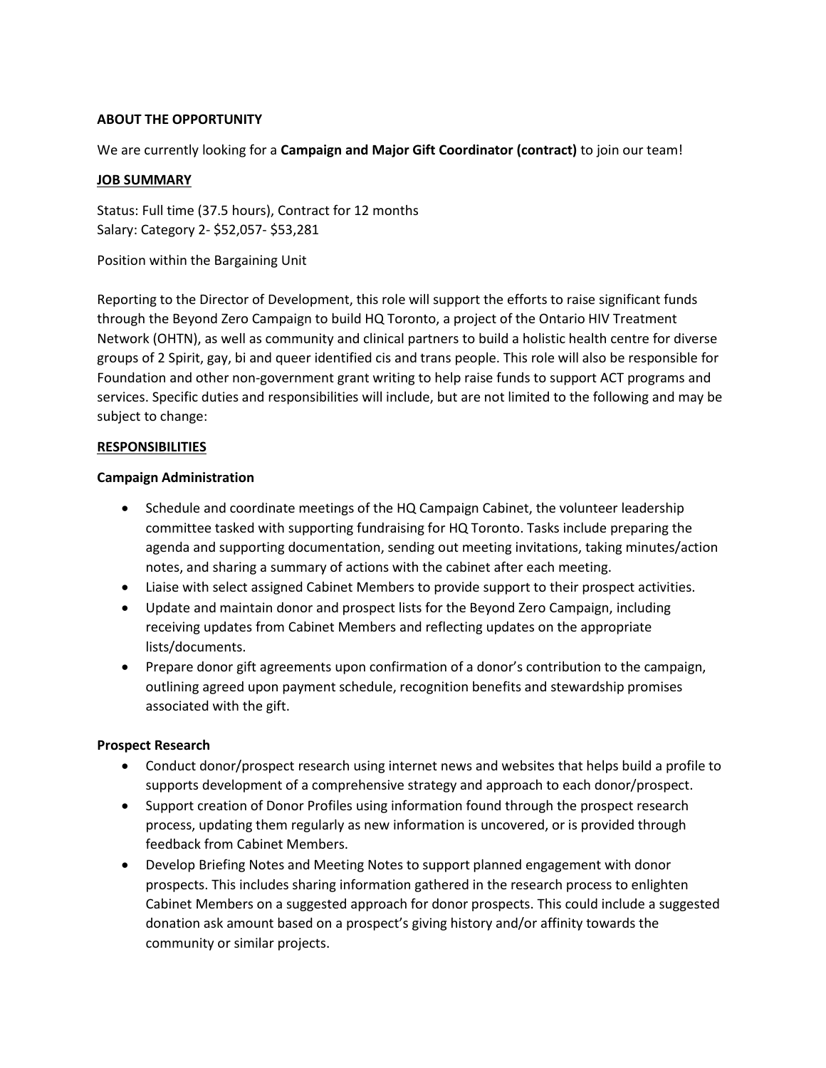**ABOUT THE OPPORTUNITY**

We are currently looking for a **Campaign and Major Gift Coordinator (contract)** to join our team!

**JOB SUMMARY**

Status: Full time (37.5 hours), Contract for 12 months
Salary: Category 2- $52,057- $53,281

Position within the Bargaining Unit

Reporting to the Director of Development, this role will support the efforts to raise significant funds through the Beyond Zero Campaign to build HQ Toronto, a project of the Ontario HIV Treatment Network (OHTN), as well as community and clinical partners to build a holistic health centre for diverse groups of 2 Spirit, gay, bi and queer identified cis and trans people. This role will also be responsible for Foundation and other non-government grant writing to help raise funds to support ACT programs and services. Specific duties and responsibilities will include, but are not limited to the following and may be subject to change:

**RESPONSIBILITIES**

**Campaign Administration**

- Schedule and coordinate meetings of the HQ Campaign Cabinet, the volunteer leadership committee tasked with supporting fundraising for HQ Toronto. Tasks include preparing the agenda and supporting documentation, sending out meeting invitations, taking minutes/action notes, and sharing a summary of actions with the cabinet after each meeting.
- Liaise with select assigned Cabinet Members to provide support to their prospect activities.
- Update and maintain donor and prospect lists for the Beyond Zero Campaign, including receiving updates from Cabinet Members and reflecting updates on the appropriate lists/documents.
- Prepare donor gift agreements upon confirmation of a donor's contribution to the campaign, outlining agreed upon payment schedule, recognition benefits and stewardship promises associated with the gift.

**Prospect Research**

- Conduct donor/prospect research using internet news and websites that helps build a profile to supports development of a comprehensive strategy and approach to each donor/prospect.
- Support creation of Donor Profiles using information found through the prospect research process, updating them regularly as new information is uncovered, or is provided through feedback from Cabinet Members.
- Develop Briefing Notes and Meeting Notes to support planned engagement with donor prospects. This includes sharing information gathered in the research process to enlighten Cabinet Members on a suggested approach for donor prospects. This could include a suggested donation ask amount based on a prospect's giving history and/or affinity towards the community or similar projects.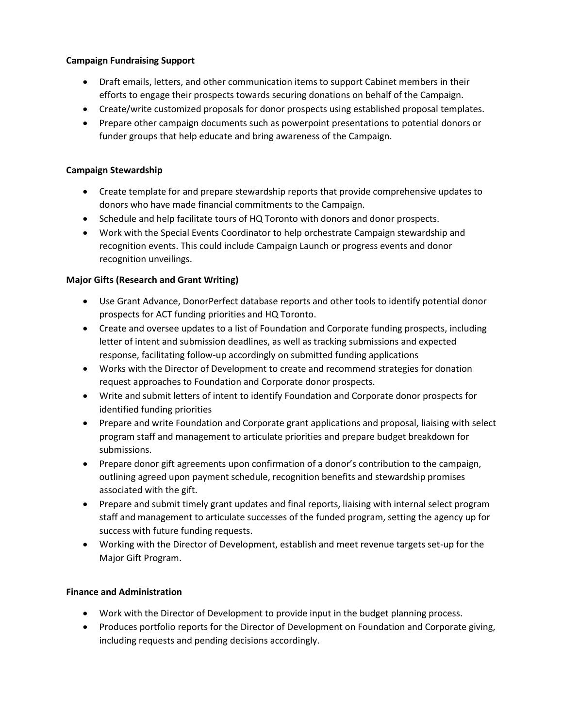**Campaign Fundraising Support**

- Draft emails, letters, and other communication items to support Cabinet members in their efforts to engage their prospects towards securing donations on behalf of the Campaign.
- Create/write customized proposals for donor prospects using established proposal templates.
- Prepare other campaign documents such as powerpoint presentations to potential donors or funder groups that help educate and bring awareness of the Campaign.

**Campaign Stewardship**

- Create template for and prepare stewardship reports that provide comprehensive updates to donors who have made financial commitments to the Campaign.
- Schedule and help facilitate tours of HQ Toronto with donors and donor prospects.
- Work with the Special Events Coordinator to help orchestrate Campaign stewardship and recognition events. This could include Campaign Launch or progress events and donor recognition unveilings.

**Major Gifts (Research and Grant Writing)**

- Use Grant Advance, DonorPerfect database reports and other tools to identify potential donor prospects for ACT funding priorities and HQ Toronto.
- Create and oversee updates to a list of Foundation and Corporate funding prospects, including letter of intent and submission deadlines, as well as tracking submissions and expected response, facilitating follow-up accordingly on submitted funding applications
- Works with the Director of Development to create and recommend strategies for donation request approaches to Foundation and Corporate donor prospects.
- Write and submit letters of intent to identify Foundation and Corporate donor prospects for identified funding priorities
- Prepare and write Foundation and Corporate grant applications and proposal, liaising with select program staff and management to articulate priorities and prepare budget breakdown for submissions.
- Prepare donor gift agreements upon confirmation of a donor's contribution to the campaign, outlining agreed upon payment schedule, recognition benefits and stewardship promises associated with the gift.
- Prepare and submit timely grant updates and final reports, liaising with internal select program staff and management to articulate successes of the funded program, setting the agency up for success with future funding requests.
- Working with the Director of Development, establish and meet revenue targets set-up for the Major Gift Program.

**Finance and Administration**

- Work with the Director of Development to provide input in the budget planning process.
- Produces portfolio reports for the Director of Development on Foundation and Corporate giving, including requests and pending decisions accordingly.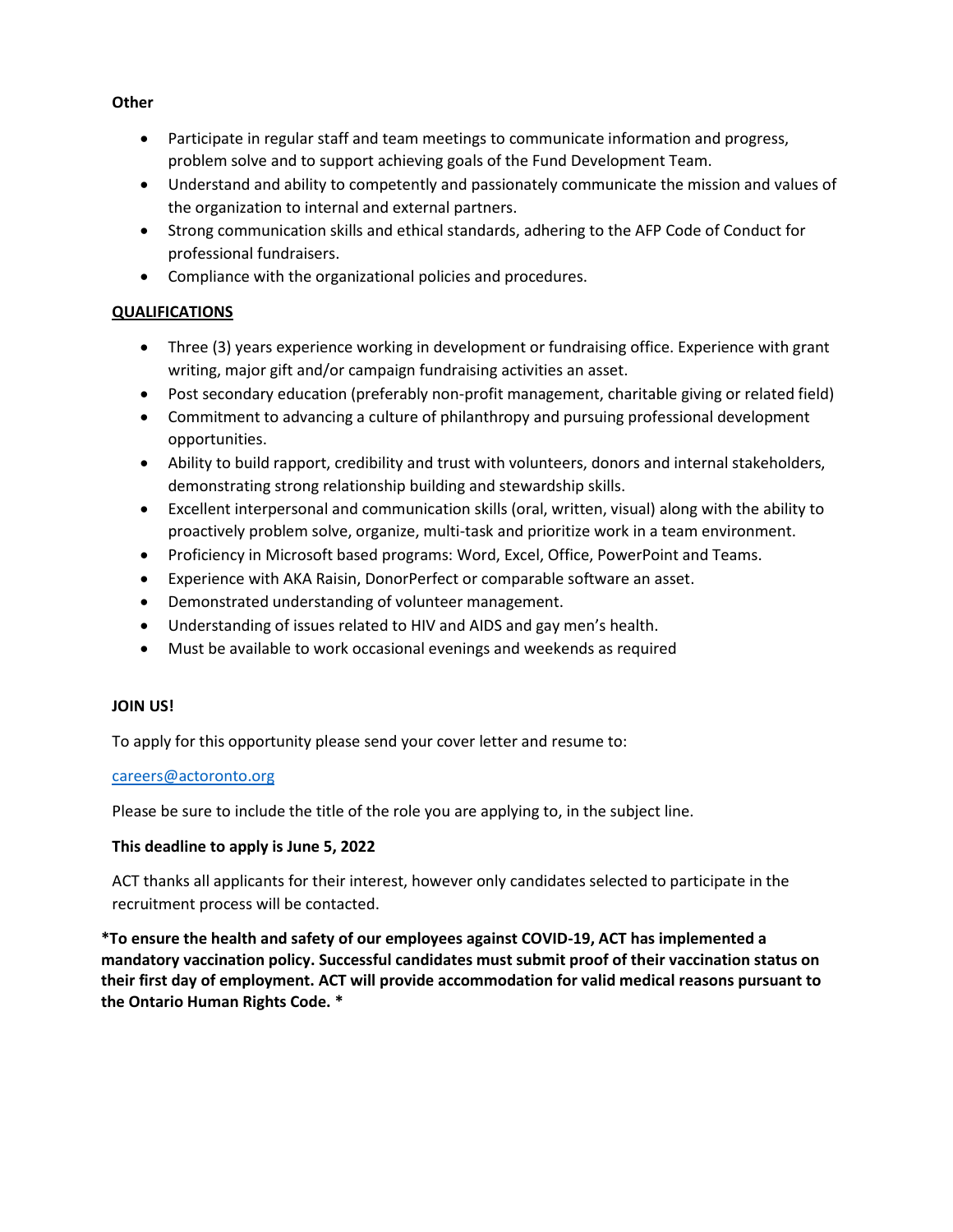**Other**

- Participate in regular staff and team meetings to communicate information and progress, problem solve and to support achieving goals of the Fund Development Team.
- Understand and ability to competently and passionately communicate the mission and values of the organization to internal and external partners.
- Strong communication skills and ethical standards, adhering to the AFP Code of Conduct for professional fundraisers.
- Compliance with the organizational policies and procedures.

## QUALIFICATIONS

- Three (3) years experience working in development or fundraising office. Experience with grant writing, major gift and/or campaign fundraising activities an asset.
- Post secondary education (preferably non-profit management, charitable giving or related field)
- Commitment to advancing a culture of philanthropy and pursuing professional development opportunities.
- Ability to build rapport, credibility and trust with volunteers, donors and internal stakeholders, demonstrating strong relationship building and stewardship skills.
- Excellent interpersonal and communication skills (oral, written, visual) along with the ability to proactively problem solve, organize, multi-task and prioritize work in a team environment.
- Proficiency in Microsoft based programs: Word, Excel, Office, PowerPoint and Teams.
- Experience with AKA Raisin, DonorPerfect or comparable software an asset.
- Demonstrated understanding of volunteer management.
- Understanding of issues related to HIV and AIDS and gay men's health.
- Must be available to work occasional evenings and weekends as required

**JOIN US!**

To apply for this opportunity please send your cover letter and resume to:

careers@actoronto.org

Please be sure to include the title of the role you are applying to, in the subject line.

**This deadline to apply is June 5, 2022**

ACT thanks all applicants for their interest, however only candidates selected to participate in the recruitment process will be contacted.

**\*To ensure the health and safety of our employees against COVID-19, ACT has implemented a mandatory vaccination policy. Successful candidates must submit proof of their vaccination status on their first day of employment. ACT will provide accommodation for valid medical reasons pursuant to the Ontario Human Rights Code. \***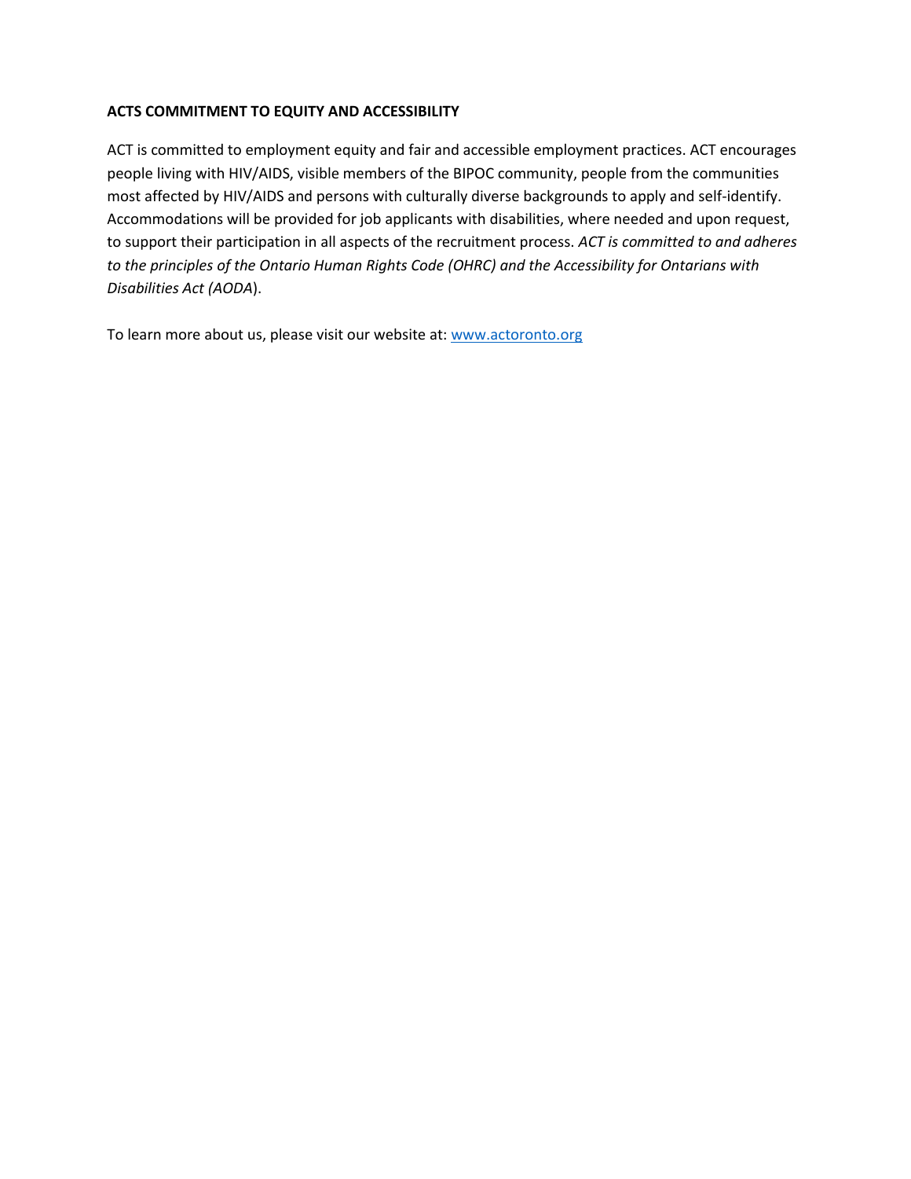**ACTS COMMITMENT TO EQUITY AND ACCESSIBILITY**

ACT is committed to employment equity and fair and accessible employment practices. ACT encourages people living with HIV/AIDS, visible members of the BIPOC community, people from the communities most affected by HIV/AIDS and persons with culturally diverse backgrounds to apply and self-identify. Accommodations will be provided for job applicants with disabilities, where needed and upon request, to support their participation in all aspects of the recruitment process. *ACT is committed to and adheres to the principles of the Ontario Human Rights Code (OHRC) and the Accessibility for Ontarians with Disabilities Act (AODA*).

To learn more about us, please visit our website at: [www.actoronto.org](http://www.actoronto.org)